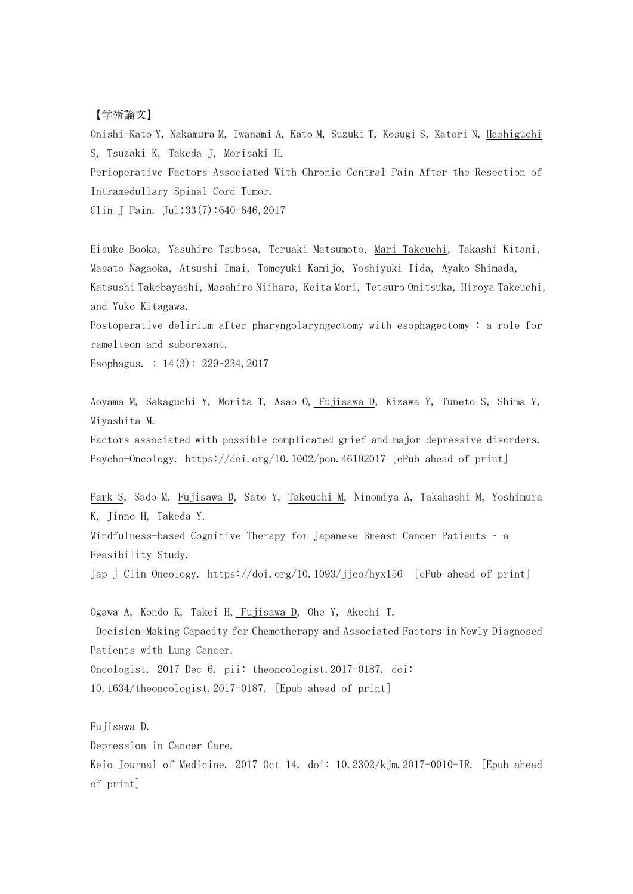【学術論文】

Onishi-Kato Y, Nakamura M, Iwanami A, Kato M, Suzuki T, Kosugi S, Katori N, Hashiguchi S, Tsuzaki K, Takeda J, Morisaki H.
Perioperative Factors Associated With Chronic Central Pain After the Resection of Intramedullary Spinal Cord Tumor.
Clin J Pain. Jul;33(7):640-646,2017

Eisuke Booka, Yasuhiro Tsubosa, Teruaki Matsumoto, Mari Takeuchi, Takashi Kitani, Masato Nagaoka, Atsushi Imai, Tomoyuki Kamijo, Yoshiyuki Iida, Ayako Shimada, Katsushi Takebayashi, Masahiro Niihara, Keita Mori, Tetsuro Onitsuka, Hiroya Takeuchi, and Yuko Kitagawa.
Postoperative delirium after pharyngolaryngectomy with esophagectomy : a role for ramelteon and suborexant.
Esophagus. ; 14(3): 229-234,2017

Aoyama M, Sakaguchi Y, Morita T, Asao O, Fujisawa D, Kizawa Y, Tuneto S, Shima Y, Miyashita M.
Factors associated with possible complicated grief and major depressive disorders.
Psycho-Oncology. https://doi.org/10.1002/pon.46102017 [ePub ahead of print]

Park S, Sado M, Fujisawa D, Sato Y, Takeuchi M, Ninomiya A, Takahashi M, Yoshimura K, Jinno H, Takeda Y.
Mindfulness-based Cognitive Therapy for Japanese Breast Cancer Patients – a Feasibility Study.
Jap J Clin Oncology. https://doi.org/10.1093/jjco/hyx156 [ePub ahead of print]

Ogawa A, Kondo K, Takei H, Fujisawa D, Ohe Y, Akechi T.
Decision-Making Capacity for Chemotherapy and Associated Factors in Newly Diagnosed Patients with Lung Cancer.
Oncologist. 2017 Dec 6. pii: theoncologist.2017-0187. doi: 10.1634/theoncologist.2017-0187. [Epub ahead of print]

Fujisawa D.
Depression in Cancer Care.
Keio Journal of Medicine. 2017 Oct 14. doi: 10.2302/kjm.2017-0010-IR. [Epub ahead of print]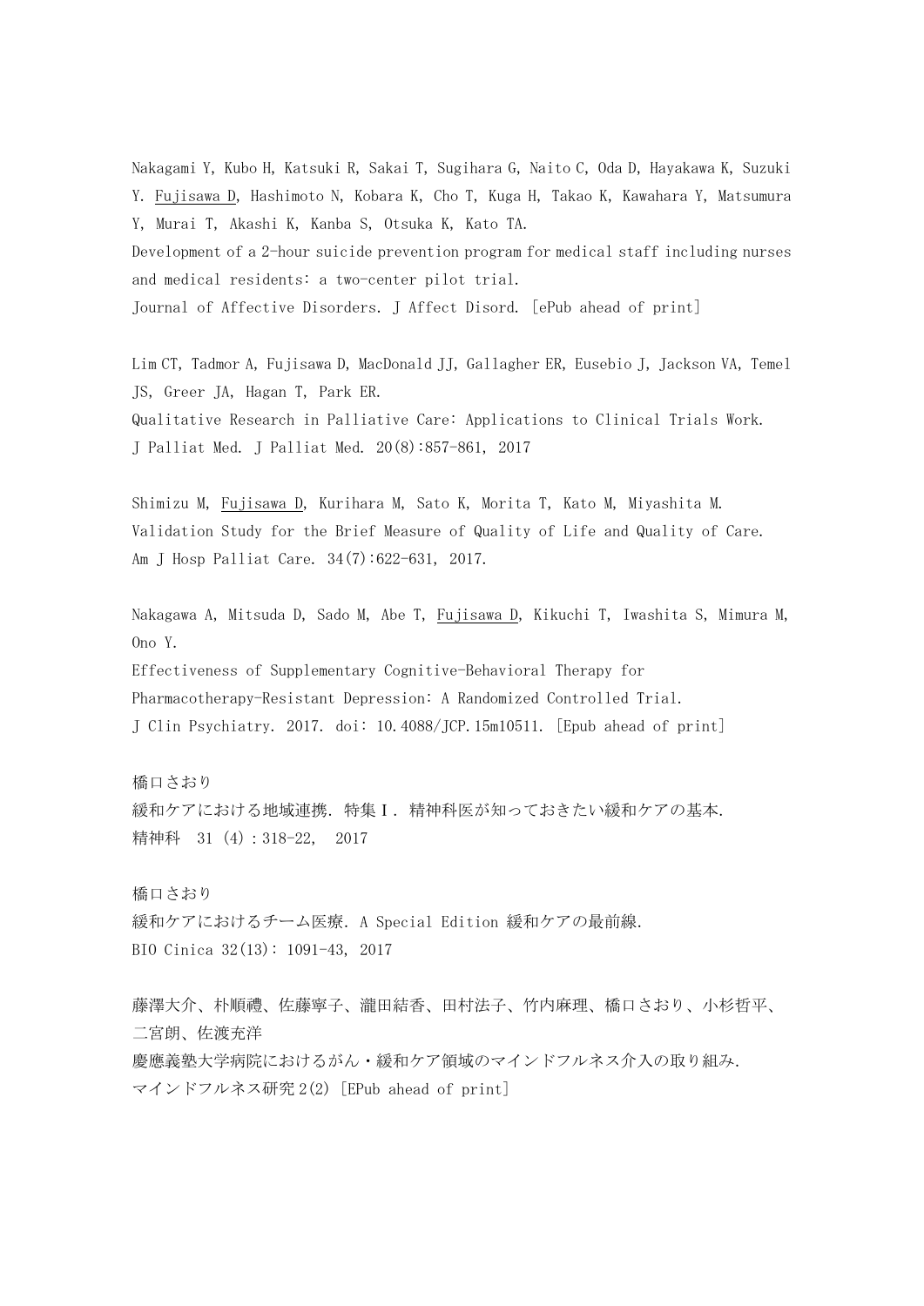Nakagami Y, Kubo H, Katsuki R, Sakai T, Sugihara G, Naito C, Oda D, Hayakawa K, Suzuki Y. <u>Fujisawa D</u>, Hashimoto N, Kobara K, Cho T, Kuga H, Takao K, Kawahara Y, Matsumura Y, Murai T, Akashi K, Kanba S, Otsuka K, Kato TA.
Development of a 2-hour suicide prevention program for medical staff including nurses and medical residents: a two-center pilot trial.
Journal of Affective Disorders. J Affect Disord. [ePub ahead of print]

Lim CT, Tadmor A, Fujisawa D, MacDonald JJ, Gallagher ER, Eusebio J, Jackson VA, Temel JS, Greer JA, Hagan T, Park ER.
Qualitative Research in Palliative Care: Applications to Clinical Trials Work.
J Palliat Med. J Palliat Med. 20(8):857-861, 2017

Shimizu M, <u>Fujisawa D</u>, Kurihara M, Sato K, Morita T, Kato M, Miyashita M.
Validation Study for the Brief Measure of Quality of Life and Quality of Care.
Am J Hosp Palliat Care. 34(7):622-631, 2017.

Nakagawa A, Mitsuda D, Sado M, Abe T, <u>Fujisawa D</u>, Kikuchi T, Iwashita S, Mimura M, Ono Y.
Effectiveness of Supplementary Cognitive-Behavioral Therapy for Pharmacotherapy-Resistant Depression: A Randomized Controlled Trial.
J Clin Psychiatry. 2017. doi: 10.4088/JCP.15m10511. [Epub ahead of print]

橋口さおり
緩和ケアにおける地域連携. 特集Ｉ. 精神科医が知っておきたい緩和ケアの基本.
精神科 31 (4) : 318-22, 2017

橋口さおり
緩和ケアにおけるチーム医療. A Special Edition 緩和ケアの最前線.
BIO Cinica 32(13): 1091-43, 2017

藤澤大介、朴順禮、佐藤寧子、瀧田結香、田村法子、竹内麻理、橋口さおり、小杉哲平、二宮朗、佐渡充洋
慶應義塾大学病院におけるがん・緩和ケア領域のマインドフルネス介入の取り組み.
マインドフルネス研究 2(2) [EPub ahead of print]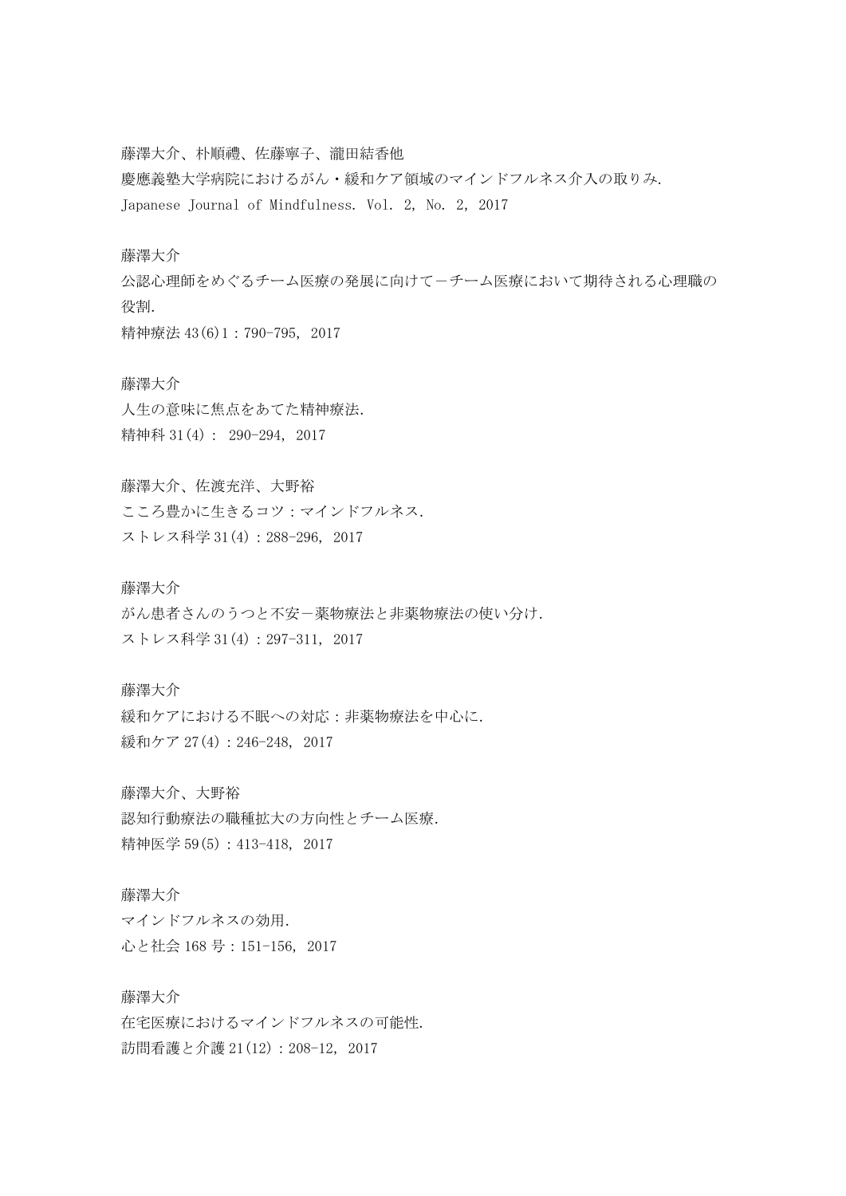藤澤大介、朴順禮、佐藤寧子、瀧田結香他
慶應義塾大学病院におけるがん・緩和ケア領域のマインドフルネス介入の取りみ.
Japanese Journal of Mindfulness. Vol. 2, No. 2, 2017

藤澤大介
公認心理師をめぐるチーム医療の発展に向けて－チーム医療において期待される心理職の役割.
精神療法 43(6)1：790-795, 2017

藤澤大介
人生の意味に焦点をあてた精神療法.
精神科 31(4)： 290-294, 2017

藤澤大介、佐渡充洋、大野裕
こころ豊かに生きるコツ：マインドフルネス.
ストレス科学 31(4)：288-296, 2017

藤澤大介
がん患者さんのうつと不安－薬物療法と非薬物療法の使い分け.
ストレス科学 31(4)：297-311, 2017

藤澤大介
緩和ケアにおける不眠への対応：非薬物療法を中心に.
緩和ケア 27(4)：246-248, 2017

藤澤大介、大野裕
認知行動療法の職種拡大の方向性とチーム医療.
精神医学 59(5)：413-418, 2017

藤澤大介
マインドフルネスの効用.
心と社会 168 号：151-156, 2017

藤澤大介
在宅医療におけるマインドフルネスの可能性.
訪問看護と介護 21(12)：208-12, 2017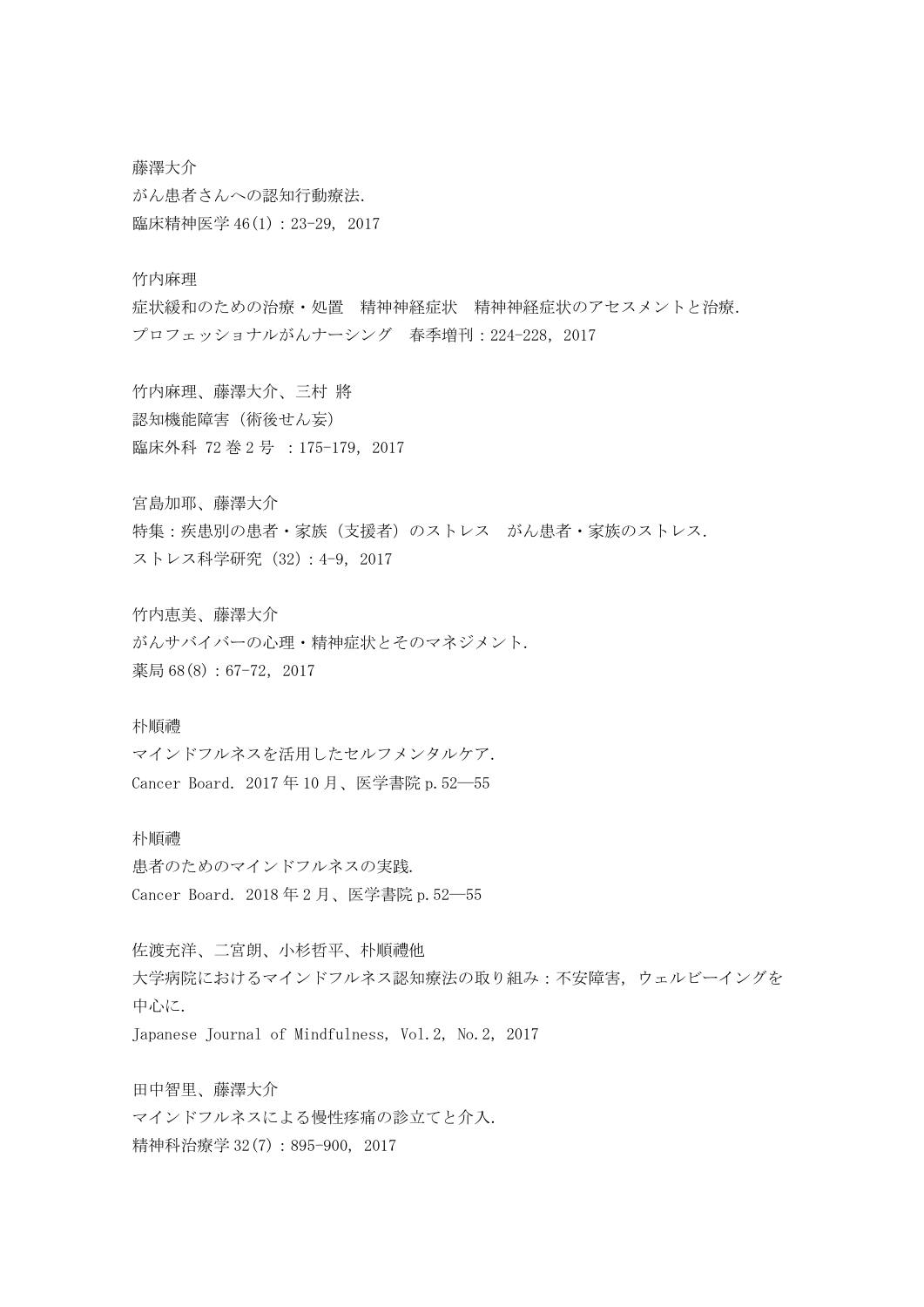藤澤大介
がん患者さんへの認知行動療法.
臨床精神医学 46(1)：23-29, 2017

竹内麻理
症状緩和のための治療・処置　精神神経症状　精神神経症状のアセスメントと治療.
プロフェッショナルがんナーシング　春季増刊：224-228, 2017

竹内麻理、藤澤大介、三村 將
認知機能障害（術後せん妄）
臨床外科 72 巻 2 号 ：175-179, 2017

宮島加耶、藤澤大介
特集：疾患別の患者・家族（支援者）のストレス　がん患者・家族のストレス.
ストレス科学研究（32）：4-9, 2017

竹内恵美、藤澤大介
がんサバイバーの心理・精神症状とそのマネジメント.
薬局 68(8)：67-72, 2017

朴順禮
マインドフルネスを活用したセルフメンタルケア.
Cancer Board. 2017 年 10 月、医学書院 p.52―55

朴順禮
患者のためのマインドフルネスの実践.
Cancer Board. 2018 年 2 月、医学書院 p.52―55

佐渡充洋、二宮朗、小杉哲平、朴順禮他
大学病院におけるマインドフルネス認知療法の取り組み：不安障害, ウェルビーイングを中心に.
Japanese Journal of Mindfulness, Vol.2, No.2, 2017

田中智里、藤澤大介
マインドフルネスによる慢性疼痛の診立てと介入.
精神科治療学 32(7)：895-900, 2017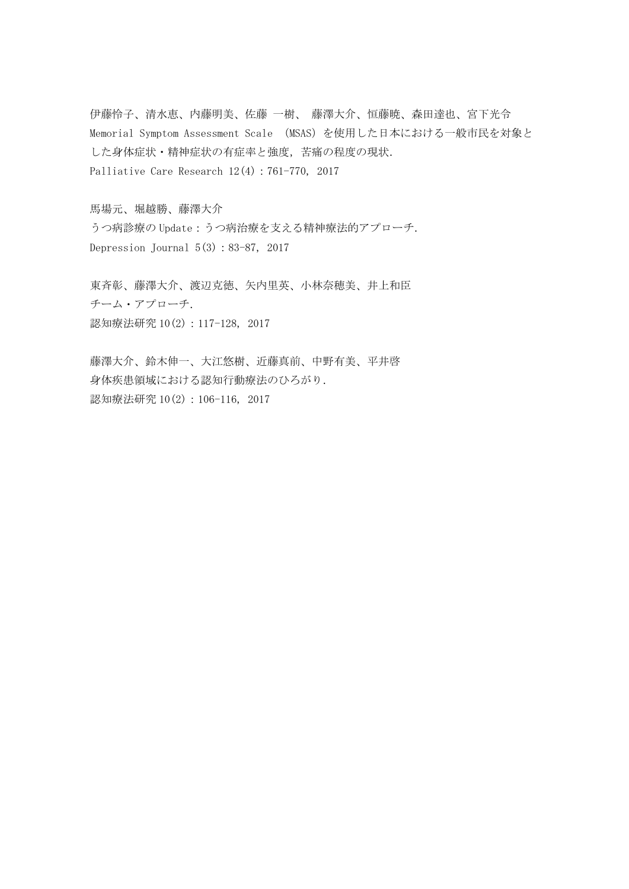伊藤怜子、清水恵、内藤明美、佐藤 一樹、 藤澤大介、恒藤暁、森田達也、宮下光令
Memorial Symptom Assessment Scale (MSAS) を使用した日本における一般市民を対象とした身体症状・精神症状の有症率と強度, 苦痛の程度の現状.
Palliative Care Research 12(4) : 761-770, 2017

馬場元、堀越勝、藤澤大介
うつ病診療の Update : うつ病治療を支える精神療法的アプローチ.
Depression Journal 5(3) : 83-87, 2017

東斉彰、藤澤大介、渡辺克徳、矢内里英、小林奈穂美、井上和臣
チーム・アプローチ.
認知療法研究 10(2) : 117-128, 2017

藤澤大介、鈴木伸一、大江悠樹、近藤真前、中野有美、平井啓
身体疾患領域における認知行動療法のひろがり.
認知療法研究 10(2) : 106-116, 2017